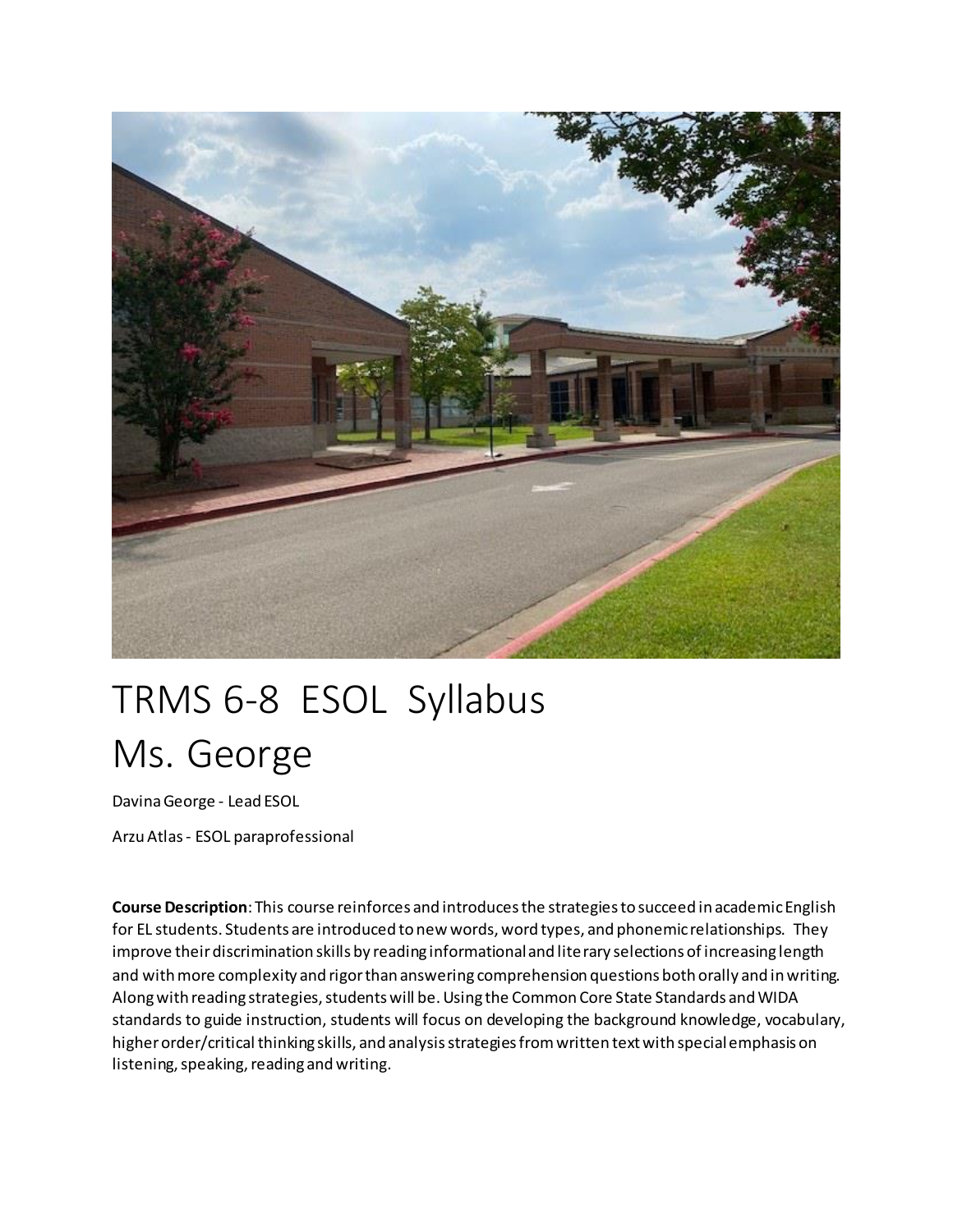# TRMS 6-8 ESOL Syllabus
# Ms. George

Davina George - Lead ESOL

Arzu Atlas - ESOL paraprofessional

**Course Description**: This course reinforces and introduces the strategies to succeed in academic English for EL students. Students are introduced to new words, word types, and phonemic relationships. They improve their discrimination skills by reading informational and literary selections of increasing length and with more complexity and rigor than answering comprehension questions both orally and in writing. Along with reading strategies, students will be. Using the Common Core State Standards and WIDA standards to guide instruction, students will focus on developing the background knowledge, vocabulary, higher order/critical thinking skills, and analysis strategies from written text with special emphasis on listening, speaking, reading and writing.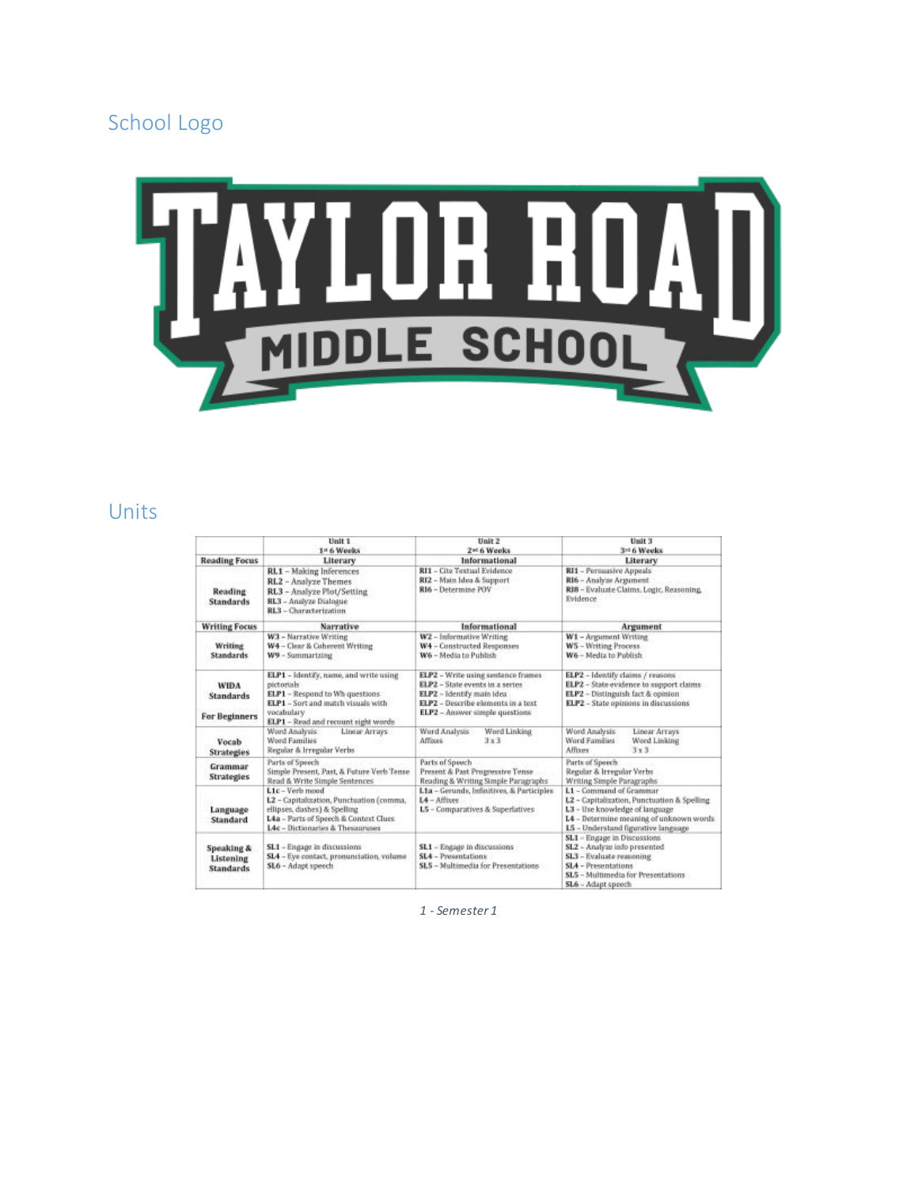## School Logo

## Units

| | Unit 1 1st 6 Weeks | Unit 2 2nd 6 Weeks | Unit 3 3rd 6 Weeks |
|---|---|---|---|
| **Reading Focus** | **Literary** | **Informational** | **Literary** |
| **Reading Standards** | **RL1** – Making Inferences<br>**RL2** – Analyze Themes<br>**RL3** – Analyze Plot/Setting<br>**RL3** – Analyze Dialogue<br>**RL3** – Characterization | **RI1** – Cite Textual Evidence<br>**RI2** – Main Idea & Support<br>**RI6** – Determine POV | **RI1** – Persuasive Appeals<br>**RI6** – Analyze Argument<br>**RI8** – Evaluate Claims, Logic, Reasoning, Evidence |
| **Writing Focus** | **Narrative** | **Informational** | **Argument** |
| **Writing Standards** | **W3** – Narrative Writing<br>**W4** – Clear & Coherent Writing<br>**W9** – Summarizing | **W2** – Informative Writing<br>**W4** – Constructed Responses<br>**W6** – Media to Publish | **W1** – Argument Writing<br>**W5** – Writing Process<br>**W6** – Media to Publish |
| **WIDA Standards**<br><br>**For Beginners** | **ELP1** – Identify, name, and write using pictorials<br>**ELP1** – Respond to Wh questions<br>**ELP1** – Sort and match visuals with vocabulary<br>**ELP1** – Read and recount sight words | **ELP2** – Write using sentence frames<br>**ELP2** – State events in a series<br>**ELP2** – Identify main idea<br>**ELP2** – Describe elements in a text<br>**ELP2** – Answer simple questions | **ELP2** – Identify claims / reasons<br>**ELP2** – State evidence to support claims<br>**ELP2** – Distinguish fact & opinion<br>**ELP2** – State opinions in discussions |
| **Vocab Strategies** | Word Analysis Linear Arrays<br>Word Families<br>Regular & Irregular Verbs | Word Analysis Word Linking<br>Affixes 3 x 3 | Word Analysis Linear Arrays<br>Word Families Word Linking<br>Affixes 3 x 3 |
| **Grammar Strategies** | Parts of Speech<br>Simple Present, Past, & Future Verb Tense<br>Read & Write Simple Sentences | Parts of Speech<br>Present & Past Progressive Tense<br>Reading & Writing Simple Paragraphs | Parts of Speech<br>Regular & Irregular Verbs<br>Writing Simple Paragraphs |
| **Language Standard** | **L1c** – Verb mood<br>**L2** – Capitalization, Punctuation (comma, ellipses, dashes) & Spelling<br>**L4a** – Parts of Speech & Context Clues<br>**L4c** – Dictionaries & Thesauruses | **L1a** – Gerunds, Infinitives, & Participles<br>**L4** – Affixes<br>**L5** – Comparatives & Superlatives | **L1** – Command of Grammar<br>**L2** – Capitalization, Punctuation & Spelling<br>**L3** – Use knowledge of language<br>**L4** – Determine meaning of unknown words<br>**L5** – Understand figurative language |
| **Speaking & Listening Standards** | **SL1** – Engage in discussions<br>**SL4** – Eye contact, pronunciation, volume<br>**SL6** – Adapt speech | **SL1** – Engage in discussions<br>**SL4** – Presentations<br>**SL5** – Multimedia for Presentations | **SL1** – Engage in Discussions<br>**SL2** – Analyze info presented<br>**SL3** – Evaluate reasoning<br>**SL4** – Presentations<br>**SL5** – Multimedia for Presentations<br>**SL6** – Adapt speech |

*1 - Semester 1*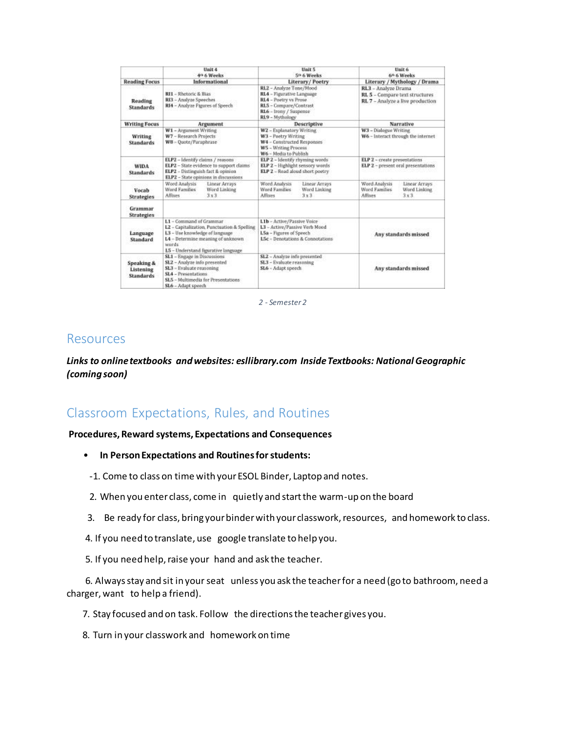| | Unit 4<br>4th 6 Weeks | Unit 5<br>5th 6 Weeks | Unit 6<br>6th 6 Weeks |
|---|---|---|---|
| Reading Focus | Informational | Literary / Poetry | Literary / Mythology / Drama |
| Reading Standards | RI1 – Rhetoric & Bias<br>RI3 – Analyze Speeches<br>RI4 – Analyze Figures of Speech | RL2 – Analyze Tone/Mood<br>RL4 – Figurative Language<br>RL4 – Poetry vs Prose<br>RL5 – Compare/Contrast<br>RL6 – Irony / Suspense<br>RL9 – Mythology | RL3 – Analyze Drama<br>RL 5 – Compare text structures<br>RL 7 – Analyze a live production |
| Writing Focus | Argument | Descriptive | Narrative |
| Writing Standards | W1 – Argument Writing<br>W7 – Research Projects<br>W8 – Quote/Paraphrase | W2 – Explanatory Writing<br>W3 – Poetry Writing<br>W4 – Constructed Responses<br>W5 – Writing Process<br>W6 – Media to Publish | W3 – Dialogue Writing<br>W6 – Interact through the internet |
| WIDA Standards | ELP2 – Identify claims / reasons<br>ELP2 – State evidence to support claims<br>ELP2 – Distinguish fact & opinion<br>ELP2 – State opinions in discussions | ELP 2 – Identify rhyming words<br>ELP 2 – Highlight sensory words<br>ELP 2 – Read aloud short poetry | ELP 2 – create presentations<br>ELP 2 – present oral presentations |
| Vocab Strategies | Word Analysis, Linear Arrays<br>Word Families, Word Linking<br>Affixes, 3 x 3 | Word Analysis, Linear Arrays<br>Word Families, Word Linking<br>Affixes, 3 x 3 | Word Analysis, Linear Arrays<br>Word Families, Word Linking<br>Affixes, 3 x 3 |
| Grammar Strategies | | | |
| Language Standard | L1 – Command of Grammar<br>L2 – Capitalization, Punctuation & Spelling<br>L3 – Use knowledge of language<br>L4 – Determine meaning of unknown words<br>L5 – Understand figurative language | L1b – Active/Passive Voice<br>L3 – Active/Passive Verb Mood<br>L5a – Figures of Speech<br>L5c – Denotations & Connotations | Any standards missed |
| Speaking & Listening Standards | SL1 – Engage in Discussions<br>SL2 – Analyze info presented<br>SL3 – Evaluate reasoning<br>SL4 – Presentations<br>SL5 – Multimedia for Presentations<br>SL6 – Adapt speech | SL2 – Analyze info presented<br>SL3 – Evaluate reasoning<br>SL6 – Adapt speech | Any standards missed |

*2 - Semester 2*

## Resources

***Links to online textbooks and websites: esllibrary.com Inside Textbooks: National Geographic (coming soon)***

## Classroom Expectations, Rules, and Routines

**Procedures, Reward systems, Expectations and Consequences**

- **In Person Expectations and Routines for students:**

-1. Come to class on time with your ESOL Binder, Laptop and notes.

2. When you enter class, come in quietly and start the warm-up on the board

3. Be ready for class, bring your binder with your classwork, resources, and homework to class.

4. If you need to translate, use google translate to help you.

5. If you need help, raise your hand and ask the teacher.

6. Always stay and sit in your seat unless you ask the teacher for a need (go to bathroom, need a charger, want to help a friend).

7. Stay focused and on task. Follow the directions the teacher gives you.

8. Turn in your classwork and homework on time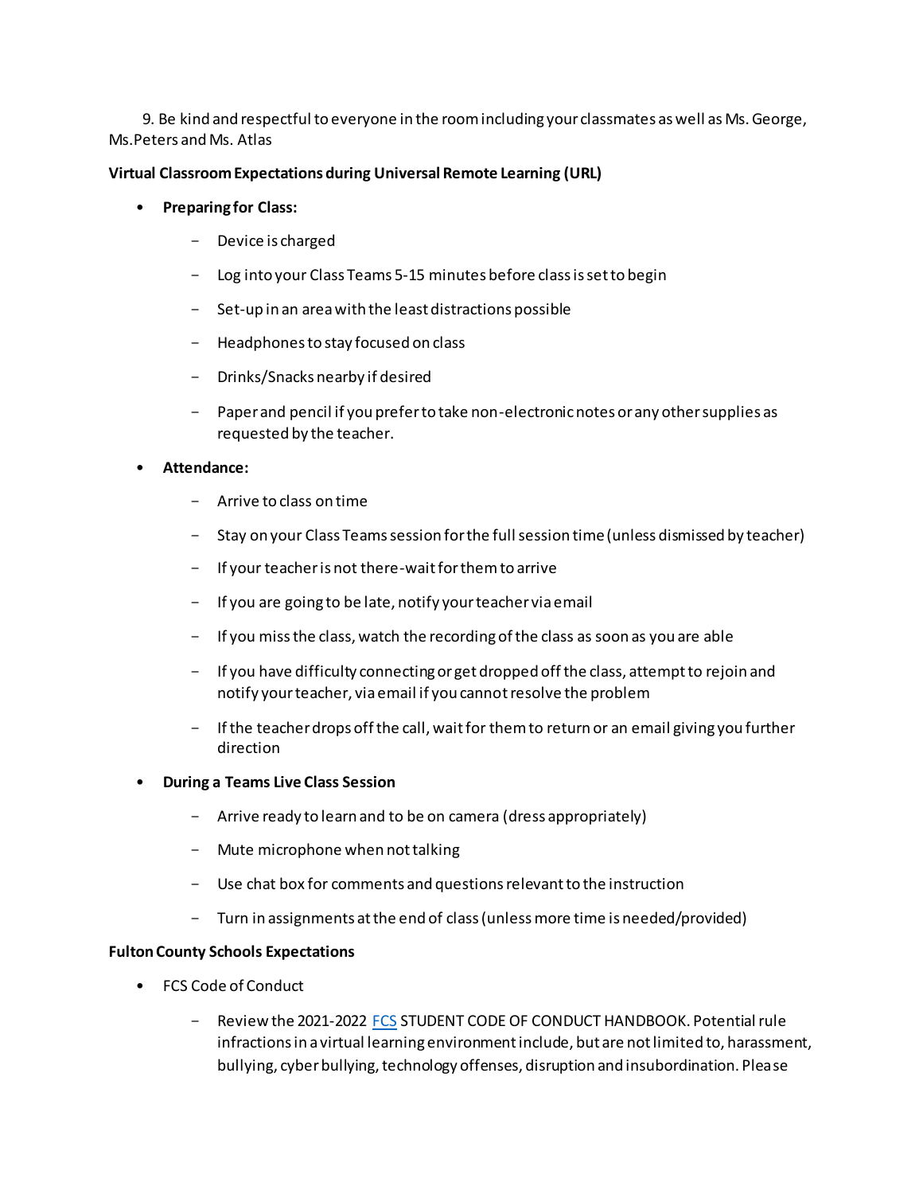9. Be kind and respectful to everyone in the room including your classmates as well as Ms. George, Ms.Peters and Ms. Atlas

**Virtual Classroom Expectations during Universal Remote Learning (URL)**

- **Preparing for Class:**
  - Device is charged
  - Log into your Class Teams 5-15 minutes before class is set to begin
  - Set-up in an area with the least distractions possible
  - Headphones to stay focused on class
  - Drinks/Snacks nearby if desired
  - Paper and pencil if you prefer to take non-electronic notes or any other supplies as requested by the teacher.
- **Attendance:**
  - Arrive to class on time
  - Stay on your Class Teams session for the full session time (unless dismissed by teacher)
  - If your teacher is not there-wait for them to arrive
  - If you are going to be late, notify your teacher via email
  - If you miss the class, watch the recording of the class as soon as you are able
  - If you have difficulty connecting or get dropped off the class, attempt to rejoin and notify your teacher, via email if you cannot resolve the problem
  - If the teacher drops off the call, wait for them to return or an email giving you further direction
- **During a Teams Live Class Session**
  - Arrive ready to learn and to be on camera (dress appropriately)
  - Mute microphone when not talking
  - Use chat box for comments and questions relevant to the instruction
  - Turn in assignments at the end of class (unless more time is needed/provided)

**Fulton County Schools Expectations**

- FCS Code of Conduct
  - Review the 2021-2022 FCS STUDENT CODE OF CONDUCT HANDBOOK. Potential rule infractions in a virtual learning environment include, but are not limited to, harassment, bullying, cyber bullying, technology offenses, disruption and insubordination. Please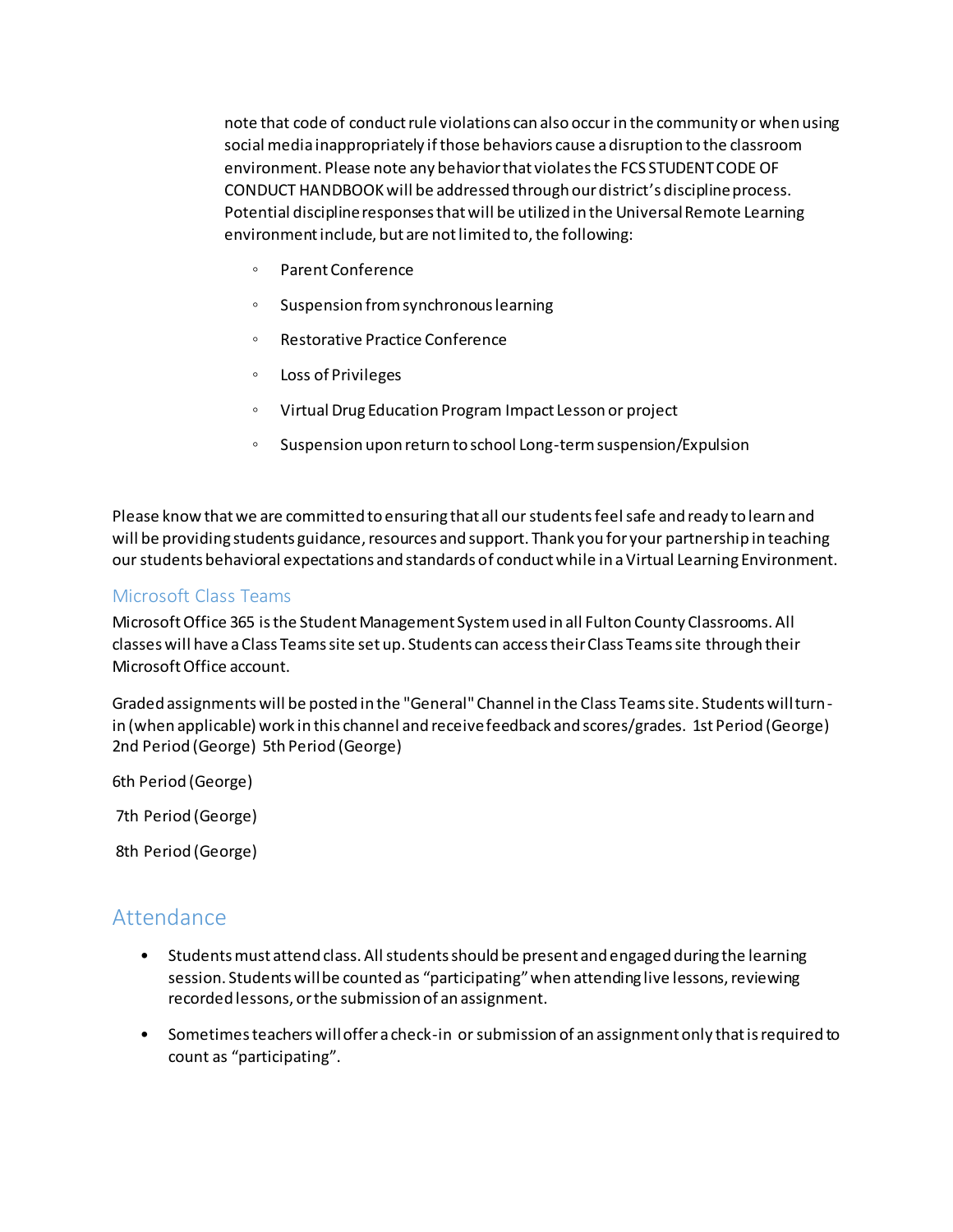note that code of conduct rule violations can also occur in the community or when using social media inappropriately if those behaviors cause a disruption to the classroom environment. Please note any behavior that violates the FCS STUDENT CODE OF CONDUCT HANDBOOK will be addressed through our district's discipline process. Potential discipline responses that will be utilized in the Universal Remote Learning environment include, but are not limited to, the following:

- Parent Conference
- Suspension from synchronous learning
- Restorative Practice Conference
- Loss of Privileges
- Virtual Drug Education Program Impact Lesson or project
- Suspension upon return to school Long-term suspension/Expulsion

Please know that we are committed to ensuring that all our students feel safe and ready to learn and will be providing students guidance, resources and support. Thank you for your partnership in teaching our students behavioral expectations and standards of conduct while in a Virtual Learning Environment.

### Microsoft Class Teams

Microsoft Office 365 is the Student Management System used in all Fulton County Classrooms. All classes will have a Class Teams site set up. Students can access their Class Teams site through their Microsoft Office account.

Graded assignments will be posted in the "General" Channel in the Class Teams site. Students will turn-in (when applicable) work in this channel and receive feedback and scores/grades. 1st Period (George) 2nd Period (George) 5th Period (George)

6th Period (George)

7th Period (George)

8th Period (George)

## Attendance

- Students must attend class. All students should be present and engaged during the learning session. Students will be counted as "participating" when attending live lessons, reviewing recorded lessons, or the submission of an assignment.
- Sometimes teachers will offer a check-in or submission of an assignment only that is required to count as "participating".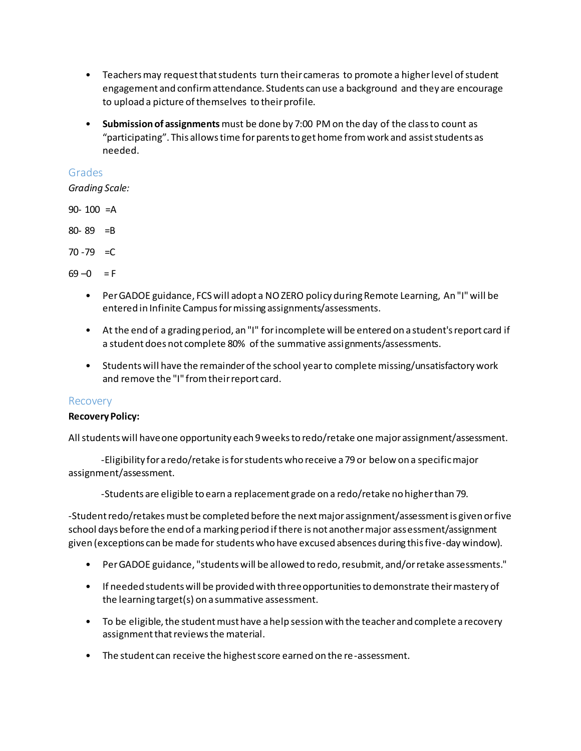- Teachers may request that students turn their cameras to promote a higher level of student engagement and confirm attendance. Students can use a background and they are encourage to upload a picture of themselves to their profile.
- **Submission of assignments** must be done by 7:00 PM on the day of the class to count as "participating". This allows time for parents to get home from work and assist students as needed.

## Grades

*Grading Scale:*

90- 100 =A

80- 89 =B

70 -79 =C

69 –0 = F

- Per GADOE guidance, FCS will adopt a NO ZERO policy during Remote Learning, An "I" will be entered in Infinite Campus for missing assignments/assessments.
- At the end of a grading period, an "I" for incomplete will be entered on a student's report card if a student does not complete 80% of the summative assignments/assessments.
- Students will have the remainder of the school year to complete missing/unsatisfactory work and remove the "I" from their report card.

## Recovery

**Recovery Policy:**

All students will have one opportunity each 9 weeks to redo/retake one major assignment/assessment.

-Eligibility for a redo/retake is for students who receive a 79 or below on a specific major assignment/assessment.

-Students are eligible to earn a replacement grade on a redo/retake no higher than 79.

-Student redo/retakes must be completed before the next major assignment/assessment is given or five school days before the end of a marking period if there is not another major assessment/assignment given (exceptions can be made for students who have excused absences during this five-day window).

- Per GADOE guidance, "students will be allowed to redo, resubmit, and/or retake assessments."
- If needed students will be provided with three opportunities to demonstrate their mastery of the learning target(s) on a summative assessment.
- To be eligible, the student must have a help session with the teacher and complete a recovery assignment that reviews the material.
- The student can receive the highest score earned on the re-assessment.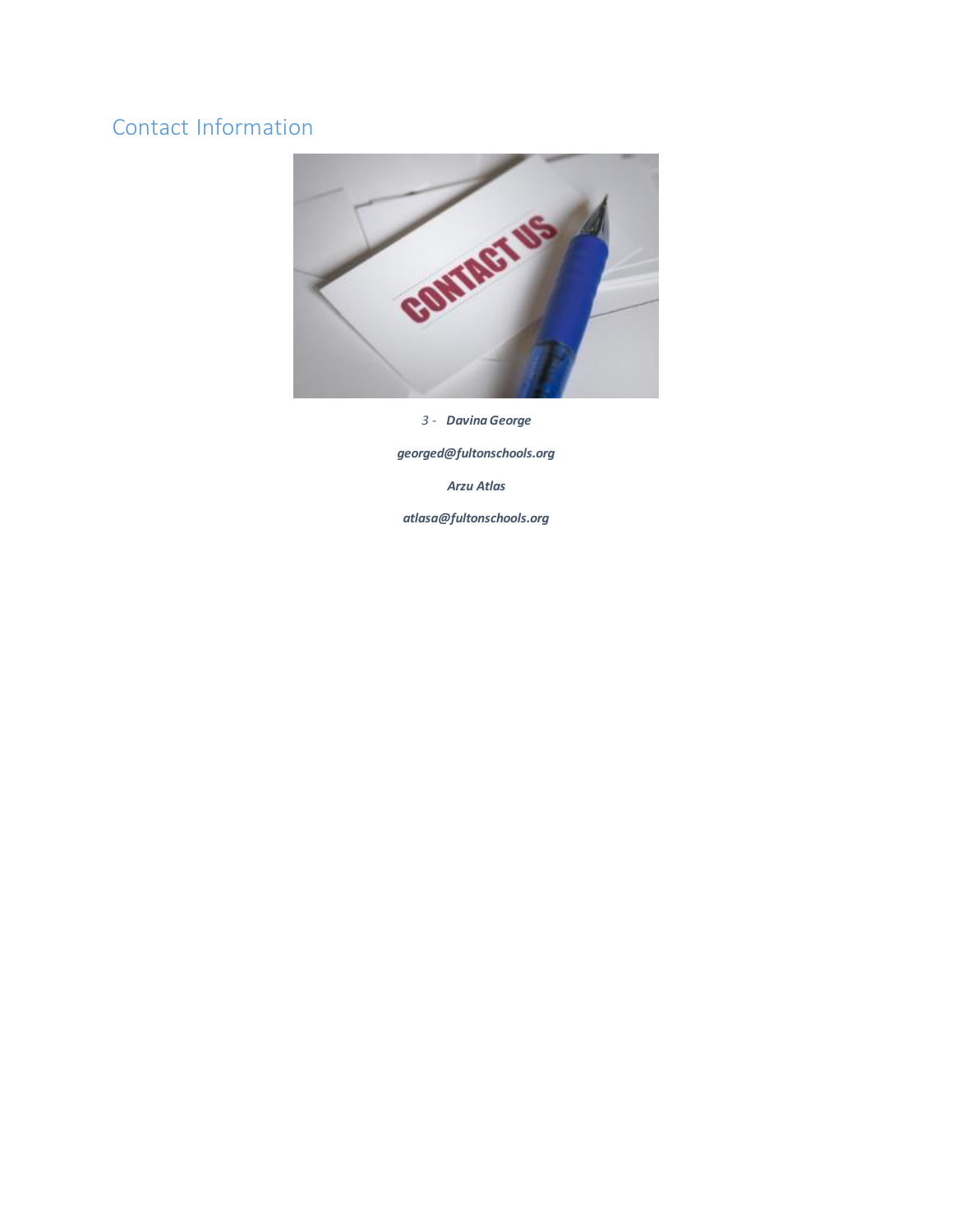## Contact Information

*3 -* ***Davina George***

***georged@fultonschools.org***

***Arzu Atlas***

***atlasa@fultonschools.org***